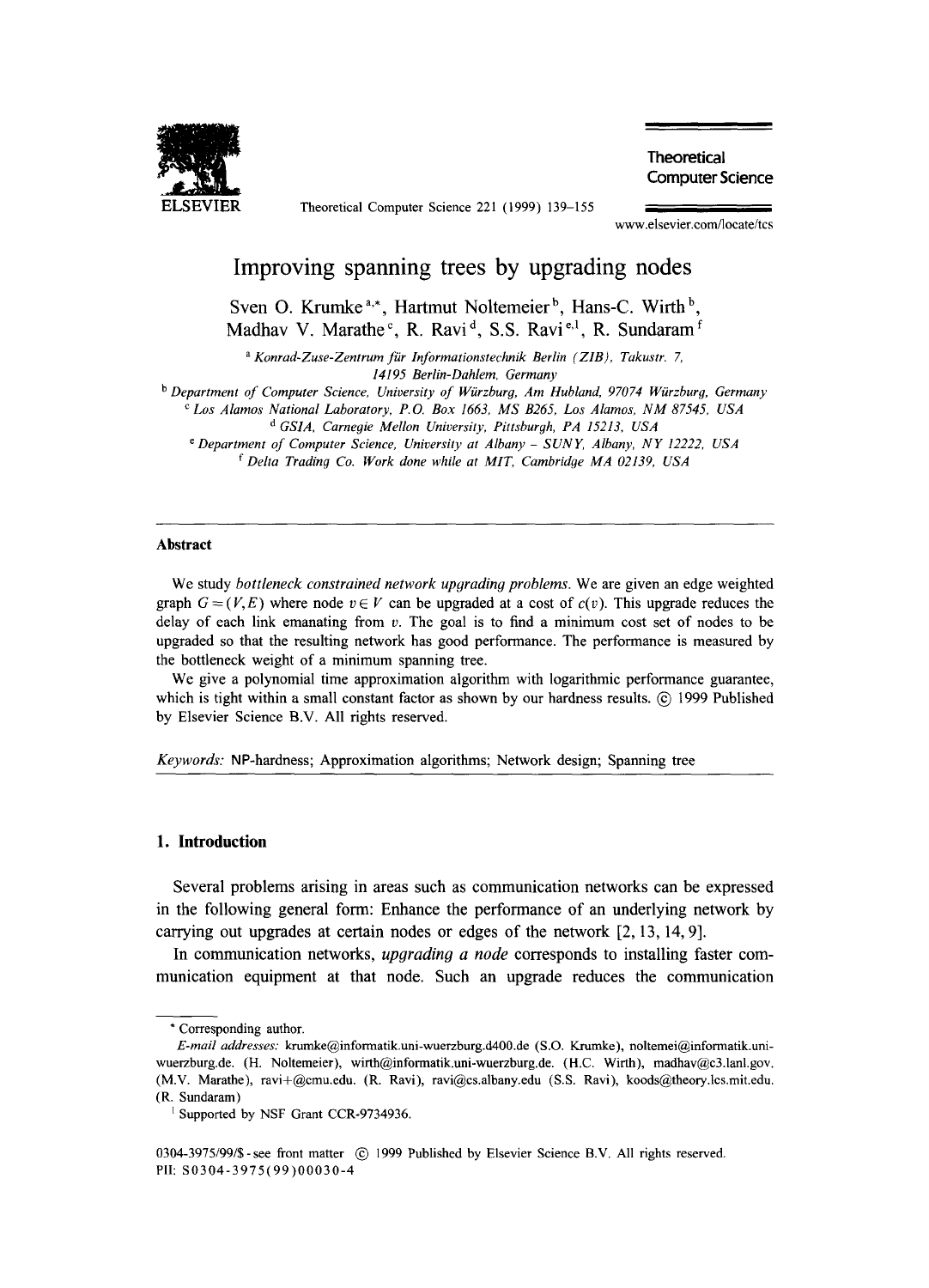# Improving spanning trees by upgrading nodes

Sven O. Krumke [a,*], Hartmut Noltemeier [b], Hans-C. Wirth [b], Madhav V. Marathe [c], R. Ravi [d], S.S. Ravi [e,1], R. Sundaram [f]

[a] Konrad-Zuse-Zentrum für Informationstechnik Berlin (ZIB), Takustr. 7, 14195 Berlin-Dahlem, Germany

[b] Department of Computer Science, University of Würzburg, Am Hubland, 97074 Würzburg, Germany

[c] Los Alamos National Laboratory, P.O. Box 1663, MS B265, Los Alamos, NM 87545, USA

[d] GSIA, Carnegie Mellon University, Pittsburgh, PA 15213, USA

[e] Department of Computer Science, University at Albany – SUNY, Albany, NY 12222, USA

[f] Delta Trading Co. Work done while at MIT, Cambridge MA 02139, USA

---

### Abstract

We study *bottleneck constrained network upgrading problems*. We are given an edge weighted graph $G=(V,E)$ where node $v \in V$ can be upgraded at a cost of $c(v)$. This upgrade reduces the delay of each link emanating from $v$. The goal is to find a minimum cost set of nodes to be upgraded so that the resulting network has good performance. The performance is measured by the bottleneck weight of a minimum spanning tree.

We give a polynomial time approximation algorithm with logarithmic performance guarantee, which is tight within a small constant factor as shown by our hardness results. © 1999 Published by Elsevier Science B.V. All rights reserved.

*Keywords:* NP-hardness; Approximation algorithms; Network design; Spanning tree

---

## 1. Introduction

Several problems arising in areas such as communication networks can be expressed in the following general form: Enhance the performance of an underlying network by carrying out upgrades at certain nodes or edges of the network [2, 13, 14, 9].

In communication networks, *upgrading a node* corresponds to installing faster communication equipment at that node. Such an upgrade reduces the communication

---

\* Corresponding author.

*E-mail addresses:* krumke@informatik.uni-wuerzburg.d400.de (S.O. Krumke), noltemei@informatik.uni-wuerzburg.de. (H. Noltemeier), wirth@informatik.uni-wuerzburg.de. (H.C. Wirth), madhav@c3.lanl.gov. (M.V. Marathe), ravi+@cmu.edu. (R. Ravi), ravi@cs.albany.edu (S.S. Ravi), koods@theory.lcs.mit.edu. (R. Sundaram)

[1] Supported by NSF Grant CCR-9734936.

0304-3975/99/$ - see front matter © 1999 Published by Elsevier Science B.V. All rights reserved.
PII: S0304-3975(99)00030-4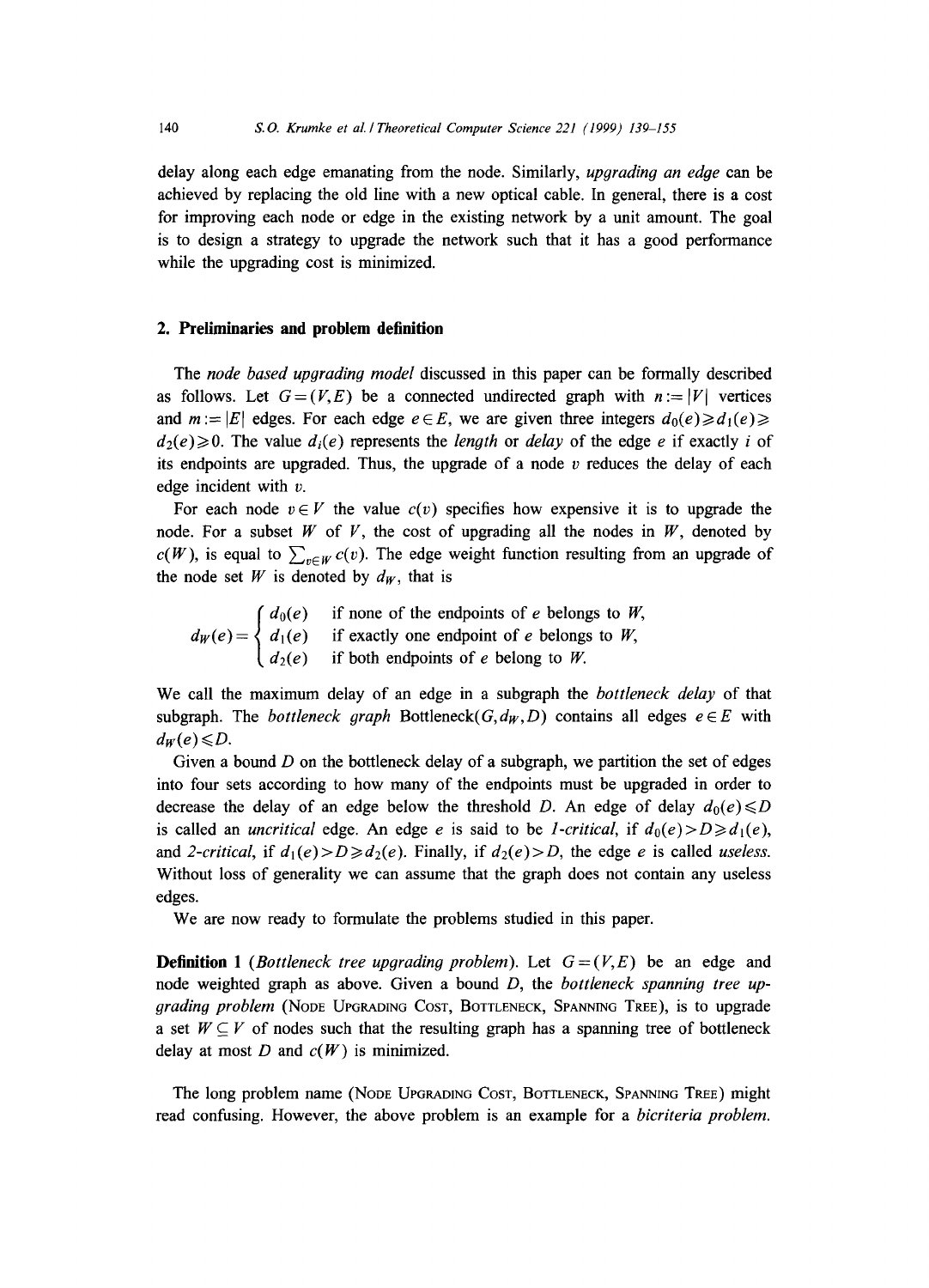delay along each edge emanating from the node. Similarly, *upgrading an edge* can be achieved by replacing the old line with a new optical cable. In general, there is a cost for improving each node or edge in the existing network by a unit amount. The goal is to design a strategy to upgrade the network such that it has a good performance while the upgrading cost is minimized.

## 2. Preliminaries and problem definition

The *node based upgrading model* discussed in this paper can be formally described as follows. Let $G=(V,E)$ be a connected undirected graph with $n:=|V|$ vertices and $m:=|E|$ edges. For each edge $e \in E$, we are given three integers $d_0(e) \geqslant d_1(e) \geqslant d_2(e) \geqslant 0$. The value $d_i(e)$ represents the *length* or *delay* of the edge $e$ if exactly $i$ of its endpoints are upgraded. Thus, the upgrade of a node $v$ reduces the delay of each edge incident with $v$.

For each node $v \in V$ the value $c(v)$ specifies how expensive it is to upgrade the node. For a subset $W$ of $V$, the cost of upgrading all the nodes in $W$, denoted by $c(W)$, is equal to $\sum_{v \in W} c(v)$. The edge weight function resulting from an upgrade of the node set $W$ is denoted by $d_W$, that is

$$d_W(e) = \begin{cases} d_0(e) & \text{if none of the endpoints of } e \text{ belongs to } W, \\ d_1(e) & \text{if exactly one endpoint of } e \text{ belongs to } W, \\ d_2(e) & \text{if both endpoints of } e \text{ belong to } W. \end{cases}$$

We call the maximum delay of an edge in a subgraph the *bottleneck delay* of that subgraph. The *bottleneck graph* Bottleneck$(G, d_W, D)$ contains all edges $e \in E$ with $d_W(e) \leqslant D$.

Given a bound $D$ on the bottleneck delay of a subgraph, we partition the set of edges into four sets according to how many of the endpoints must be upgraded in order to decrease the delay of an edge below the threshold $D$. An edge of delay $d_0(e) \leqslant D$ is called an *uncritical* edge. An edge $e$ is said to be *1-critical*, if $d_0(e) > D \geqslant d_1(e)$, and *2-critical*, if $d_1(e) > D \geqslant d_2(e)$. Finally, if $d_2(e) > D$, the edge $e$ is called *useless*. Without loss of generality we can assume that the graph does not contain any useless edges.

We are now ready to formulate the problems studied in this paper.

**Definition 1** (*Bottleneck tree upgrading problem*). Let $G=(V,E)$ be an edge and node weighted graph as above. Given a bound $D$, the *bottleneck spanning tree upgrading problem* (Node Upgrading Cost, Bottleneck, Spanning Tree), is to upgrade a set $W \subseteq V$ of nodes such that the resulting graph has a spanning tree of bottleneck delay at most $D$ and $c(W)$ is minimized.

The long problem name (Node Upgrading Cost, Bottleneck, Spanning Tree) might read confusing. However, the above problem is an example for a *bicriteria problem.*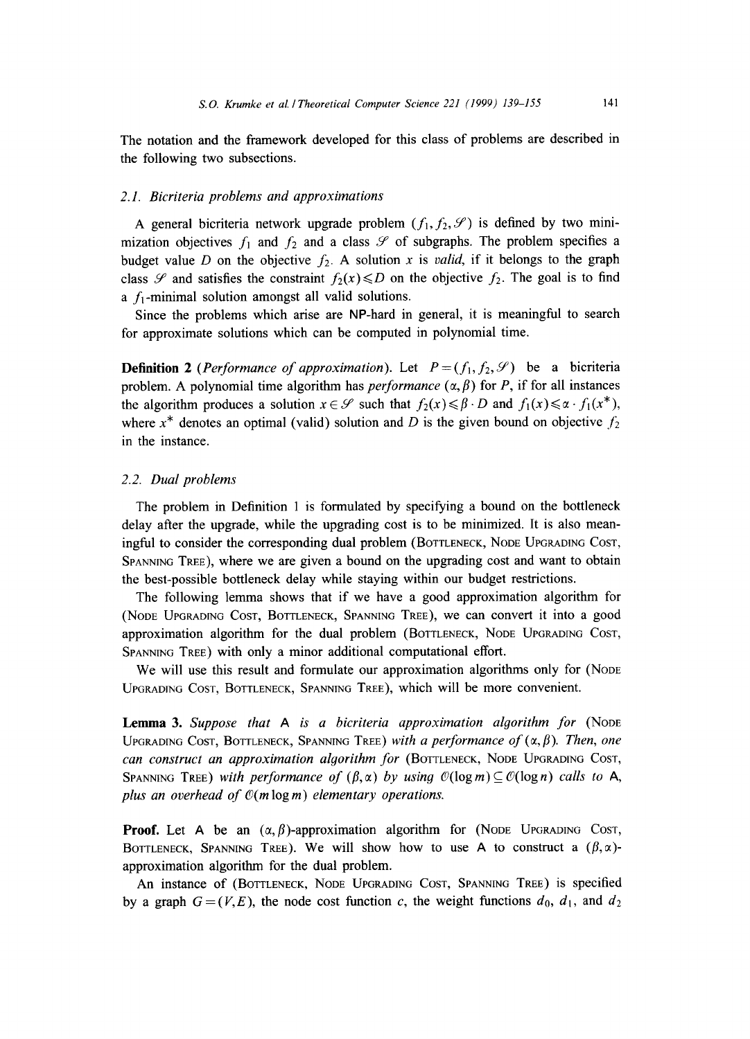The notation and the framework developed for this class of problems are described in the following two subsections.

### 2.1. Bicriteria problems and approximations

A general bicriteria network upgrade problem $(f_1, f_2, \mathscr{S})$ is defined by two minimization objectives $f_1$ and $f_2$ and a class $\mathscr{S}$ of subgraphs. The problem specifies a budget value $D$ on the objective $f_2$. A solution $x$ is *valid*, if it belongs to the graph class $\mathscr{S}$ and satisfies the constraint $f_2(x) \leqslant D$ on the objective $f_2$. The goal is to find a $f_1$-minimal solution amongst all valid solutions.

Since the problems which arise are NP-hard in general, it is meaningful to search for approximate solutions which can be computed in polynomial time.

**Definition 2** (*Performance of approximation*). Let $P = (f_1, f_2, \mathscr{S})$ be a bicriteria problem. A polynomial time algorithm has *performance* $(\alpha, \beta)$ for $P$, if for all instances the algorithm produces a solution $x \in \mathscr{S}$ such that $f_2(x) \leqslant \beta \cdot D$ and $f_1(x) \leqslant \alpha \cdot f_1(x^*)$, where $x^*$ denotes an optimal (valid) solution and $D$ is the given bound on objective $f_2$ in the instance.

### 2.2. Dual problems

The problem in Definition 1 is formulated by specifying a bound on the bottleneck delay after the upgrade, while the upgrading cost is to be minimized. It is also meaningful to consider the corresponding dual problem (Bottleneck, Node Upgrading Cost, Spanning Tree), where we are given a bound on the upgrading cost and want to obtain the best-possible bottleneck delay while staying within our budget restrictions.

The following lemma shows that if we have a good approximation algorithm for (Node Upgrading Cost, Bottleneck, Spanning Tree), we can convert it into a good approximation algorithm for the dual problem (Bottleneck, Node Upgrading Cost, Spanning Tree) with only a minor additional computational effort.

We will use this result and formulate our approximation algorithms only for (Node Upgrading Cost, Bottleneck, Spanning Tree), which will be more convenient.

**Lemma 3.** *Suppose that* A *is a bicriteria approximation algorithm for* (Node Upgrading Cost, Bottleneck, Spanning Tree) *with a performance of* $(\alpha, \beta)$. *Then, one can construct an approximation algorithm for* (Bottleneck, Node Upgrading Cost, Spanning Tree) *with performance of* $(\beta, \alpha)$ *by using* $\mathcal{O}(\log m) \subseteq \mathcal{O}(\log n)$ *calls to* A, *plus an overhead of* $\mathcal{O}(m \log m)$ *elementary operations.*

**Proof.** Let A be an $(\alpha, \beta)$-approximation algorithm for (Node Upgrading Cost, Bottleneck, Spanning Tree). We will show how to use A to construct a $(\beta, \alpha)$-approximation algorithm for the dual problem.

An instance of (Bottleneck, Node Upgrading Cost, Spanning Tree) is specified by a graph $G = (V, E)$, the node cost function $c$, the weight functions $d_0$, $d_1$, and $d_2$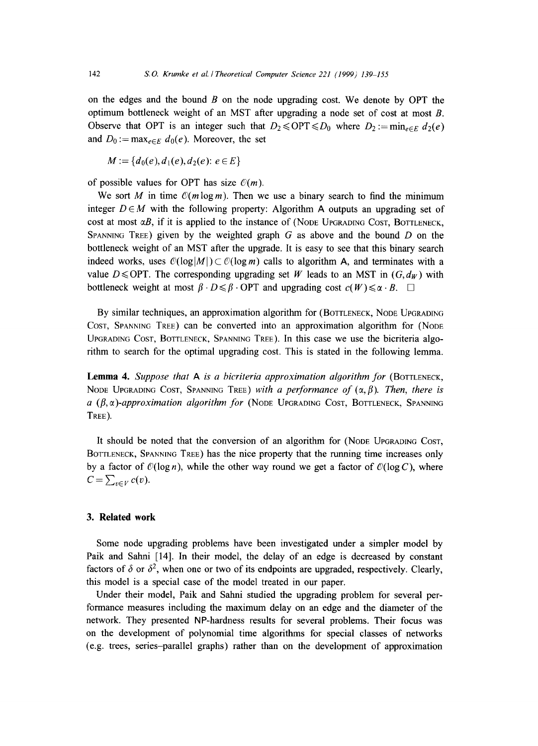on the edges and the bound $B$ on the node upgrading cost. We denote by OPT the optimum bottleneck weight of an MST after upgrading a node set of cost at most $B$. Observe that OPT is an integer such that $D_2 \leqslant \text{OPT} \leqslant D_0$ where $D_2 := \min_{e \in E} d_2(e)$ and $D_0 := \max_{e \in E} d_0(e)$. Moreover, the set

$$M := \{d_0(e), d_1(e), d_2(e) \colon e \in E\}$$

of possible values for OPT has size $\mathcal{O}(m)$.

We sort $M$ in time $\mathcal{O}(m \log m)$. Then we use a binary search to find the minimum integer $D \in M$ with the following property: Algorithm A outputs an upgrading set of cost at most $\alpha B$, if it is applied to the instance of (Node Upgrading Cost, Bottleneck, Spanning Tree) given by the weighted graph $G$ as above and the bound $D$ on the bottleneck weight of an MST after the upgrade. It is easy to see that this binary search indeed works, uses $\mathcal{O}(\log |M|) \subset \mathcal{O}(\log m)$ calls to algorithm A, and terminates with a value $D \leqslant \text{OPT}$. The corresponding upgrading set $W$ leads to an MST in $(G, d_W)$ with bottleneck weight at most $\beta \cdot D \leqslant \beta \cdot \text{OPT}$ and upgrading cost $c(W) \leqslant \alpha \cdot B$. □

By similar techniques, an approximation algorithm for (Bottleneck, Node Upgrading Cost, Spanning Tree) can be converted into an approximation algorithm for (Node Upgrading Cost, Bottleneck, Spanning Tree). In this case we use the bicriteria algorithm to search for the optimal upgrading cost. This is stated in the following lemma.

**Lemma 4.** *Suppose that* A *is a bicriteria approximation algorithm for* (Bottleneck, Node Upgrading Cost, Spanning Tree) *with a performance of* $(\alpha, \beta)$. *Then, there is a* $(\beta, \alpha)$*-approximation algorithm for* (Node Upgrading Cost, Bottleneck, Spanning Tree).

It should be noted that the conversion of an algorithm for (Node Upgrading Cost, Bottleneck, Spanning Tree) has the nice property that the running time increases only by a factor of $\mathcal{O}(\log n)$, while the other way round we get a factor of $\mathcal{O}(\log C)$, where $C = \sum_{v \in V} c(v)$.

## 3. Related work

Some node upgrading problems have been investigated under a simpler model by Paik and Sahni [14]. In their model, the delay of an edge is decreased by constant factors of $\delta$ or $\delta^2$, when one or two of its endpoints are upgraded, respectively. Clearly, this model is a special case of the model treated in our paper.

Under their model, Paik and Sahni studied the upgrading problem for several performance measures including the maximum delay on an edge and the diameter of the network. They presented NP-hardness results for several problems. Their focus was on the development of polynomial time algorithms for special classes of networks (e.g. trees, series–parallel graphs) rather than on the development of approximation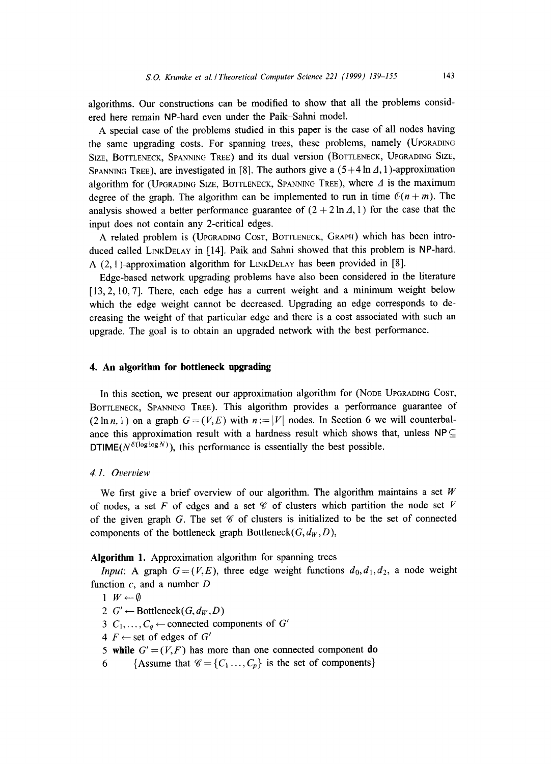algorithms. Our constructions can be modified to show that all the problems considered here remain NP-hard even under the Paik–Sahni model.

A special case of the problems studied in this paper is the case of all nodes having the same upgrading costs. For spanning trees, these problems, namely (Upgrading Size, Bottleneck, Spanning Tree) and its dual version (Bottleneck, Upgrading Size, Spanning Tree), are investigated in [8]. The authors give a $(5+4\ln \Delta, 1)$-approximation algorithm for (Upgrading Size, Bottleneck, Spanning Tree), where $\Delta$ is the maximum degree of the graph. The algorithm can be implemented to run in time $\mathcal{O}(n+m)$. The analysis showed a better performance guarantee of $(2+2\ln \Delta, 1)$ for the case that the input does not contain any 2-critical edges.

A related problem is (Upgrading Cost, Bottleneck, Graph) which has been introduced called LinkDelay in [14]. Paik and Sahni showed that this problem is NP-hard. A $(2,1)$-approximation algorithm for LinkDelay has been provided in [8].

Edge-based network upgrading problems have also been considered in the literature [13, 2, 10, 7]. There, each edge has a current weight and a minimum weight below which the edge weight cannot be decreased. Upgrading an edge corresponds to decreasing the weight of that particular edge and there is a cost associated with such an upgrade. The goal is to obtain an upgraded network with the best performance.

## 4. An algorithm for bottleneck upgrading

In this section, we present our approximation algorithm for (Node Upgrading Cost, Bottleneck, Spanning Tree). This algorithm provides a performance guarantee of $(2\ln n, 1)$ on a graph $G=(V,E)$ with $n:=|V|$ nodes. In Section 6 we will counterbalance this approximation result with a hardness result which shows that, unless $\mathsf{NP} \subseteq \mathsf{DTIME}(N^{\mathcal{O}(\log\log N)})$, this performance is essentially the best possible.

### 4.1. Overview

We first give a brief overview of our algorithm. The algorithm maintains a set $W$ of nodes, a set $F$ of edges and a set $\mathscr{C}$ of clusters which partition the node set $V$ of the given graph $G$. The set $\mathscr{C}$ of clusters is initialized to be the set of connected components of the bottleneck graph Bottleneck$(G, d_W, D)$,

**Algorithm 1.** Approximation algorithm for spanning trees

*Input*: A graph $G=(V,E)$, three edge weight functions $d_0, d_1, d_2$, a node weight function $c$, and a number $D$

1 $W \leftarrow \emptyset$
2 $G' \leftarrow$ Bottleneck$(G, d_W, D)$
3 $C_1, \ldots, C_q \leftarrow$ connected components of $G'$
4 $F \leftarrow$ set of edges of $G'$
5 **while** $G'=(V,F)$ has more than one connected component **do**
6 $\quad$ {Assume that $\mathscr{C}=\{C_1 \ldots, C_p\}$ is the set of components}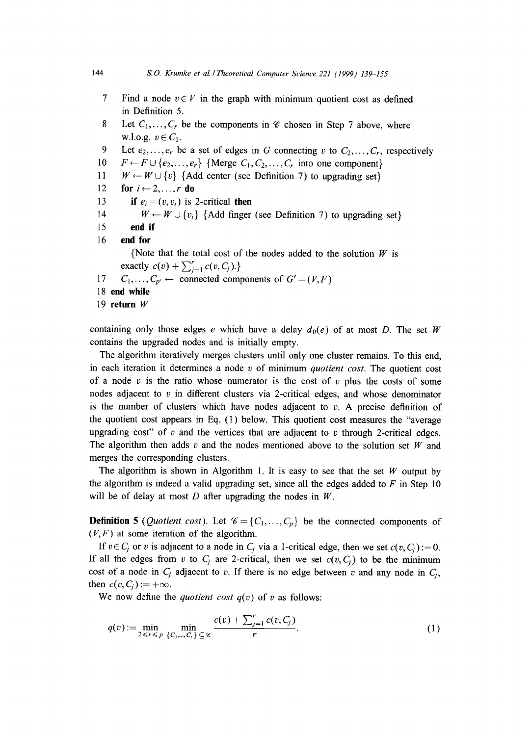```
7  Find a node v ∈ V in the graph with minimum quotient cost as defined
   in Definition 5.
8  Let C_1, ..., C_r be the components in 𝒞 chosen in Step 7 above, where
   w.l.o.g. v ∈ C_1.
9  Let e_2, ..., e_r be a set of edges in G connecting v to C_2, ..., C_r, respectively
10 F ← F ∪ {e_2, ..., e_r} {Merge C_1, C_2, ..., C_r into one component}
11 W ← W ∪ {v} {Add center (see Definition 7) to upgrading set}
12 for i ← 2, ..., r do
13   if e_i = (v, v_i) is 2-critical then
14     W ← W ∪ {v_i} {Add finger (see Definition 7) to upgrading set}
15   end if
16 end for
     {Note that the total cost of the nodes added to the solution W is
     exactly c(v) + Σ_{j=1}^{r} c(v, C_j).}
17 C_1, ..., C_{p'} ← connected components of G' = (V, F)
18 end while
19 return W
```

containing only those edges $e$ which have a delay $d_0(e)$ of at most $D$. The set $W$ contains the upgraded nodes and is initially empty.

The algorithm iteratively merges clusters until only one cluster remains. To this end, in each iteration it determines a node $v$ of minimum *quotient cost*. The quotient cost of a node $v$ is the ratio whose numerator is the cost of $v$ plus the costs of some nodes adjacent to $v$ in different clusters via 2-critical edges, and whose denominator is the number of clusters which have nodes adjacent to $v$. A precise definition of the quotient cost appears in Eq. (1) below. This quotient cost measures the "average upgrading cost" of $v$ and the vertices that are adjacent to $v$ through 2-critical edges. The algorithm then adds $v$ and the nodes mentioned above to the solution set $W$ and merges the corresponding clusters.

The algorithm is shown in Algorithm 1. It is easy to see that the set $W$ output by the algorithm is indeed a valid upgrading set, since all the edges added to $F$ in Step 10 will be of delay at most $D$ after upgrading the nodes in $W$.

**Definition 5** (*Quotient cost*). Let $\mathscr{C} = \{C_1, \ldots, C_p\}$ be the connected components of $(V, F)$ at some iteration of the algorithm.

If $v \in C_j$ or $v$ is adjacent to a node in $C_j$ via a 1-critical edge, then we set $c(v, C_j) := 0$. If all the edges from $v$ to $C_j$ are 2-critical, then we set $c(v, C_j)$ to be the minimum cost of a node in $C_j$ adjacent to $v$. If there is no edge between $v$ and any node in $C_j$, then $c(v, C_j) := +\infty$.

We now define the *quotient cost* $q(v)$ of $v$ as follows:

$$q(v) := \min_{2 \leqslant r \leqslant p} \min_{\{C_1, \ldots, C_r\} \subseteq \mathscr{C}} \frac{c(v) + \sum_{j=1}^{r} c(v, C_j)}{r}. \tag{1}$$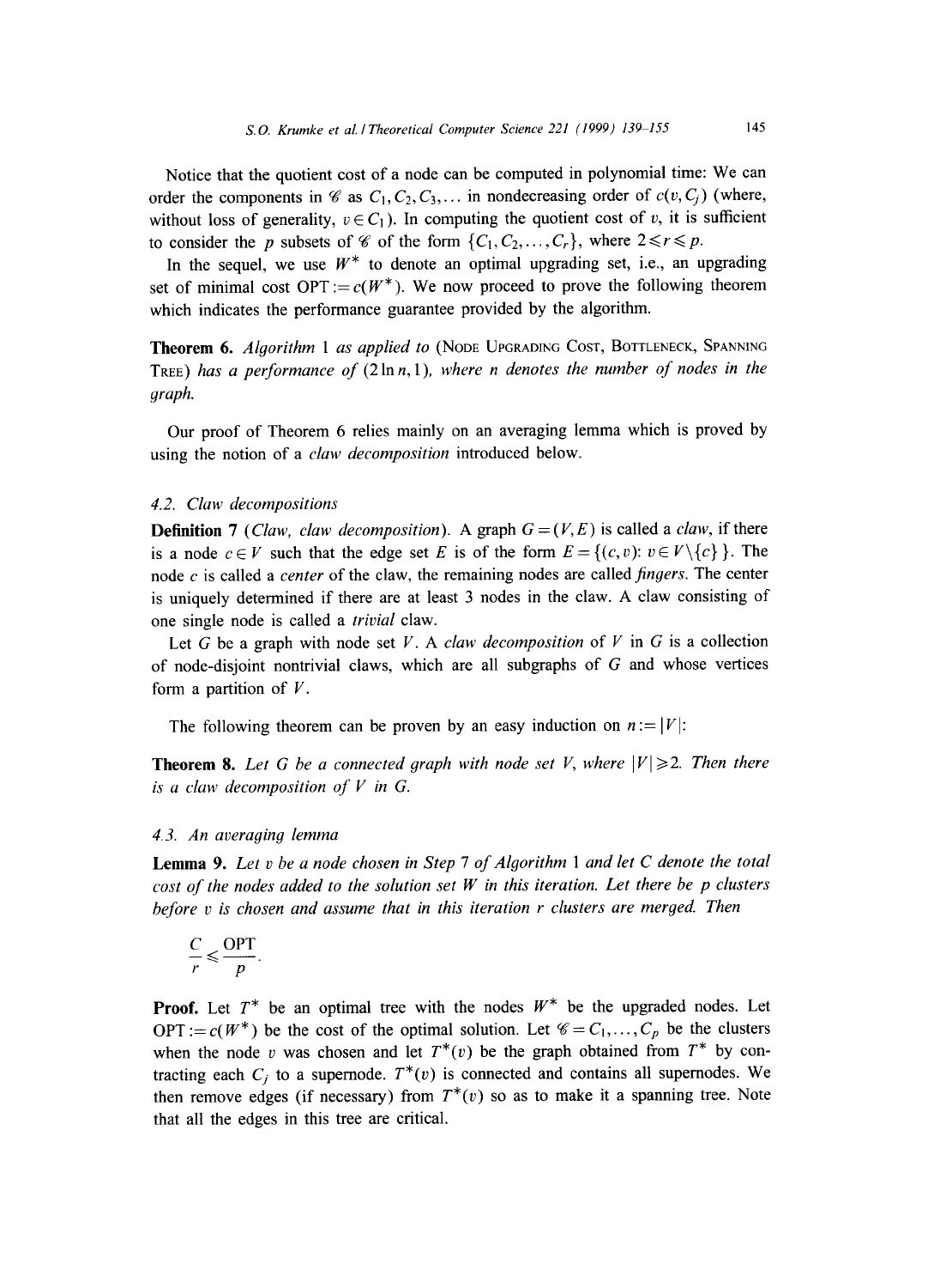Notice that the quotient cost of a node can be computed in polynomial time: We can order the components in $\mathscr{C}$ as $C_1, C_2, C_3, \ldots$ in nondecreasing order of $c(v, C_j)$ (where, without loss of generality, $v \in C_1$). In computing the quotient cost of $v$, it is sufficient to consider the $p$ subsets of $\mathscr{C}$ of the form $\{C_1, C_2, \ldots, C_r\}$, where $2 \leqslant r \leqslant p$.

In the sequel, we use $W^*$ to denote an optimal upgrading set, i.e., an upgrading set of minimal cost $\mathrm{OPT} := c(W^*)$. We now proceed to prove the following theorem which indicates the performance guarantee provided by the algorithm.

**Theorem 6.** *Algorithm* 1 *as applied to* (Node Upgrading Cost, Bottleneck, Spanning Tree) *has a performance of* $(2 \ln n, 1)$, *where* $n$ *denotes the number of nodes in the graph.*

Our proof of Theorem 6 relies mainly on an averaging lemma which is proved by using the notion of a *claw decomposition* introduced below.

### 4.2. Claw decompositions

**Definition 7** (*Claw, claw decomposition*). A graph $G = (V, E)$ is called a *claw*, if there is a node $c \in V$ such that the edge set $E$ is of the form $E = \{(c, v) \colon v \in V \setminus \{c\}\}$. The node $c$ is called a *center* of the claw, the remaining nodes are called *fingers*. The center is uniquely determined if there are at least 3 nodes in the claw. A claw consisting of one single node is called a *trivial* claw.

Let $G$ be a graph with node set $V$. A *claw decomposition* of $V$ in $G$ is a collection of node-disjoint nontrivial claws, which are all subgraphs of $G$ and whose vertices form a partition of $V$.

The following theorem can be proven by an easy induction on $n := |V|$:

**Theorem 8.** *Let $G$ be a connected graph with node set $V$, where $|V| \geqslant 2$. Then there is a claw decomposition of $V$ in $G$.*

### 4.3. An averaging lemma

**Lemma 9.** *Let $v$ be a node chosen in Step* 7 *of Algorithm* 1 *and let $C$ denote the total cost of the nodes added to the solution set $W$ in this iteration. Let there be $p$ clusters before $v$ is chosen and assume that in this iteration $r$ clusters are merged. Then*

$$\frac{C}{r} \leqslant \frac{\mathrm{OPT}}{p}.$$

**Proof.** Let $T^*$ be an optimal tree with the nodes $W^*$ be the upgraded nodes. Let $\mathrm{OPT} := c(W^*)$ be the cost of the optimal solution. Let $\mathscr{C} = C_1, \ldots, C_p$ be the clusters when the node $v$ was chosen and let $T^*(v)$ be the graph obtained from $T^*$ by contracting each $C_j$ to a supernode. $T^*(v)$ is connected and contains all supernodes. We then remove edges (if necessary) from $T^*(v)$ so as to make it a spanning tree. Note that all the edges in this tree are critical.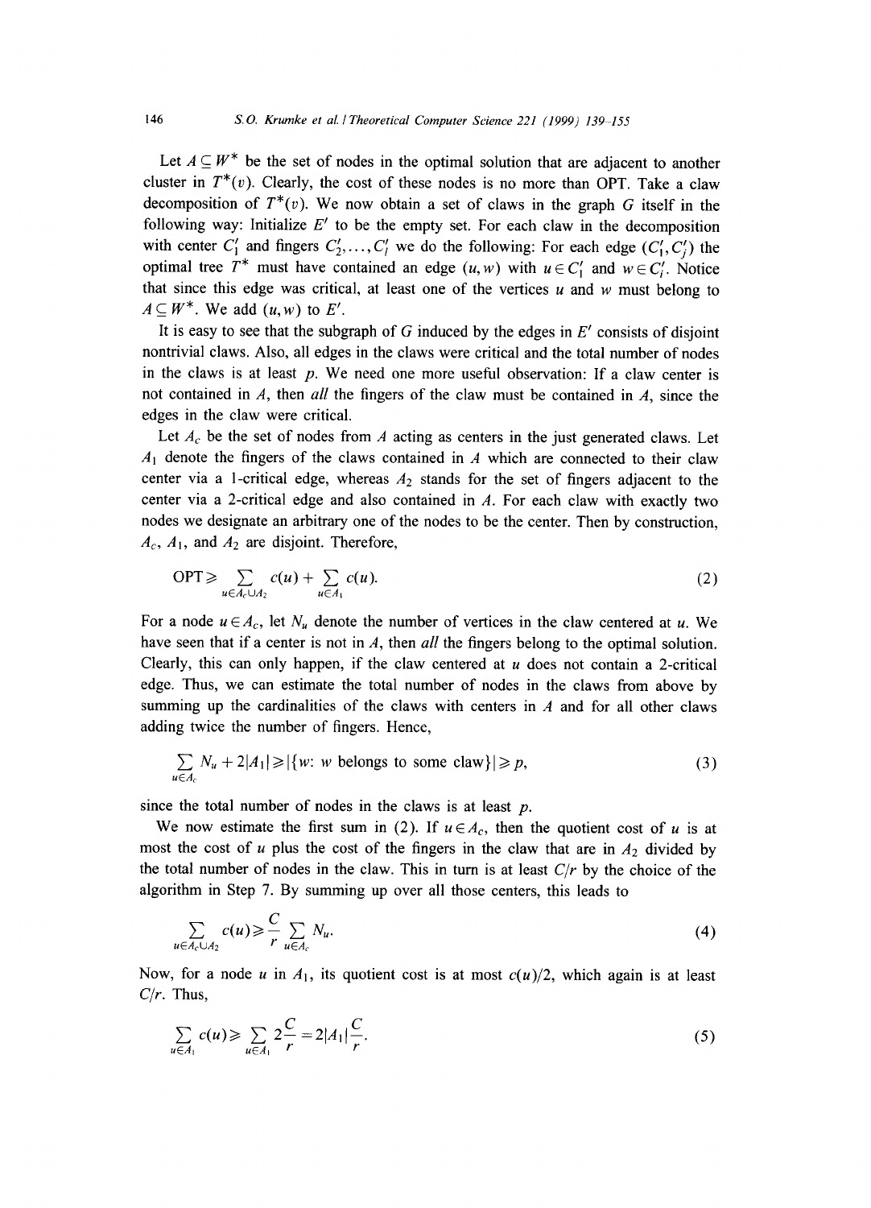Let $A \subseteq W^*$ be the set of nodes in the optimal solution that are adjacent to another cluster in $T^*(v)$. Clearly, the cost of these nodes is no more than OPT. Take a claw decomposition of $T^*(v)$. We now obtain a set of claws in the graph $G$ itself in the following way: Initialize $E'$ to be the empty set. For each claw in the decomposition with center $C_1'$ and fingers $C_2', \ldots, C_l'$ we do the following: For each edge $(C_1', C_j')$ the optimal tree $T^*$ must have contained an edge $(u, w)$ with $u \in C_1'$ and $w \in C_i'$. Notice that since this edge was critical, at least one of the vertices $u$ and $w$ must belong to $A \subseteq W^*$. We add $(u, w)$ to $E'$.

It is easy to see that the subgraph of $G$ induced by the edges in $E'$ consists of disjoint nontrivial claws. Also, all edges in the claws were critical and the total number of nodes in the claws is at least $p$. We need one more useful observation: If a claw center is not contained in $A$, then *all* the fingers of the claw must be contained in $A$, since the edges in the claw were critical.

Let $A_c$ be the set of nodes from $A$ acting as centers in the just generated claws. Let $A_1$ denote the fingers of the claws contained in $A$ which are connected to their claw center via a 1-critical edge, whereas $A_2$ stands for the set of fingers adjacent to the center via a 2-critical edge and also contained in $A$. For each claw with exactly two nodes we designate an arbitrary one of the nodes to be the center. Then by construction, $A_c$, $A_1$, and $A_2$ are disjoint. Therefore,

$$\mathrm{OPT} \geqslant \sum_{u \in A_c \cup A_2} c(u) + \sum_{u \in A_1} c(u). \tag{2}$$

For a node $u \in A_c$, let $N_u$ denote the number of vertices in the claw centered at $u$. We have seen that if a center is not in $A$, then *all* the fingers belong to the optimal solution. Clearly, this can only happen, if the claw centered at $u$ does not contain a 2-critical edge. Thus, we can estimate the total number of nodes in the claws from above by summing up the cardinalities of the claws with centers in $A$ and for all other claws adding twice the number of fingers. Hence,

$$\sum_{u \in A_c} N_u + 2|A_1| \geqslant |\{w\colon w \text{ belongs to some claw}\}| \geqslant p, \tag{3}$$

since the total number of nodes in the claws is at least $p$.

We now estimate the first sum in (2). If $u \in A_c$, then the quotient cost of $u$ is at most the cost of $u$ plus the cost of the fingers in the claw that are in $A_2$ divided by the total number of nodes in the claw. This in turn is at least $C/r$ by the choice of the algorithm in Step 7. By summing up over all those centers, this leads to

$$\sum_{u \in A_c \cup A_2} c(u) \geqslant \frac{C}{r} \sum_{u \in A_c} N_u. \tag{4}$$

Now, for a node $u$ in $A_1$, its quotient cost is at most $c(u)/2$, which again is at least $C/r$. Thus,

$$\sum_{u \in A_1} c(u) \geqslant \sum_{u \in A_1} 2\frac{C}{r} = 2|A_1|\frac{C}{r}. \tag{5}$$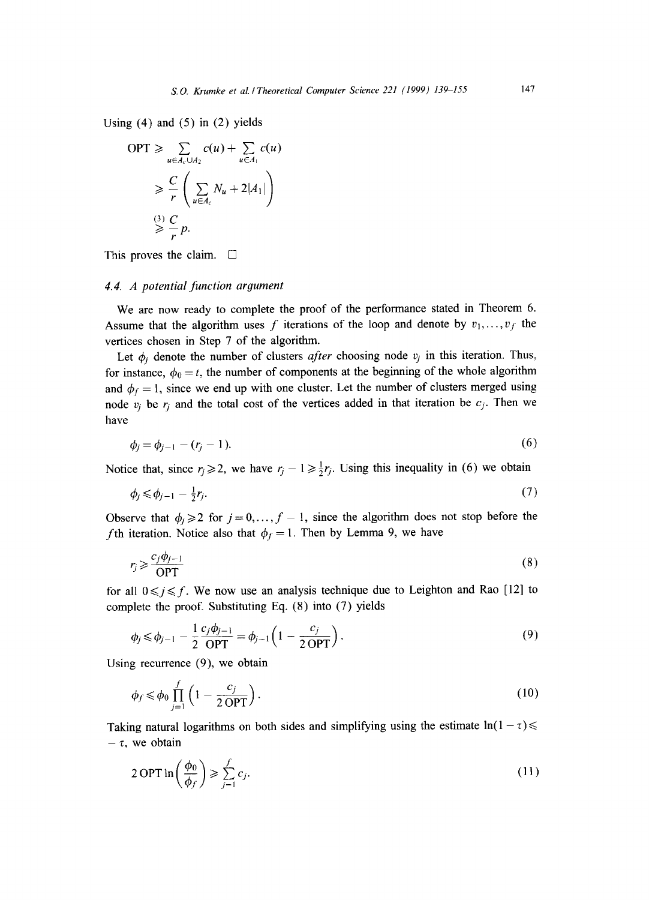Using (4) and (5) in (2) yields

$$
\begin{aligned}
\mathrm{OPT} &\geqslant \sum_{u \in A_c \cup A_2} c(u) + \sum_{u \in A_1} c(u) \\
&\geqslant \frac{C}{r}\left( \sum_{u \in A_c} N_u + 2|A_1| \right) \\
&\overset{(3)}{\geqslant} \frac{C}{r} p.
\end{aligned}
$$

This proves the claim. □

### 4.4. A potential function argument

We are now ready to complete the proof of the performance stated in Theorem 6. Assume that the algorithm uses $f$ iterations of the loop and denote by $v_1, \ldots, v_f$ the vertices chosen in Step 7 of the algorithm.

Let $\phi_j$ denote the number of clusters *after* choosing node $v_j$ in this iteration. Thus, for instance, $\phi_0 = t$, the number of components at the beginning of the whole algorithm and $\phi_f = 1$, since we end up with one cluster. Let the number of clusters merged using node $v_j$ be $r_j$ and the total cost of the vertices added in that iteration be $c_j$. Then we have

$$\phi_j = \phi_{j-1} - (r_j - 1). \tag{6}$$

Notice that, since $r_j \geqslant 2$, we have $r_j - 1 \geqslant \frac{1}{2} r_j$. Using this inequality in (6) we obtain

$$\phi_j \leqslant \phi_{j-1} - \tfrac{1}{2} r_j. \tag{7}$$

Observe that $\phi_j \geqslant 2$ for $j = 0, \ldots, f-1$, since the algorithm does not stop before the $f$th iteration. Notice also that $\phi_f = 1$. Then by Lemma 9, we have

$$r_j \geqslant \frac{c_j \phi_{j-1}}{\mathrm{OPT}} \tag{8}$$

for all $0 \leqslant j \leqslant f$. We now use an analysis technique due to Leighton and Rao [12] to complete the proof. Substituting Eq. (8) into (7) yields

$$\phi_j \leqslant \phi_{j-1} - \frac{1}{2} \frac{c_j \phi_{j-1}}{\mathrm{OPT}} = \phi_{j-1}\left(1 - \frac{c_j}{2\,\mathrm{OPT}}\right). \tag{9}$$

Using recurrence (9), we obtain

$$\phi_f \leqslant \phi_0 \prod_{j=1}^{f} \left(1 - \frac{c_j}{2\,\mathrm{OPT}}\right). \tag{10}$$

Taking natural logarithms on both sides and simplifying using the estimate $\ln(1-\tau) \leqslant -\tau$, we obtain

$$2\,\mathrm{OPT} \ln\left(\frac{\phi_0}{\phi_f}\right) \geqslant \sum_{j=1}^{f} c_j. \tag{11}$$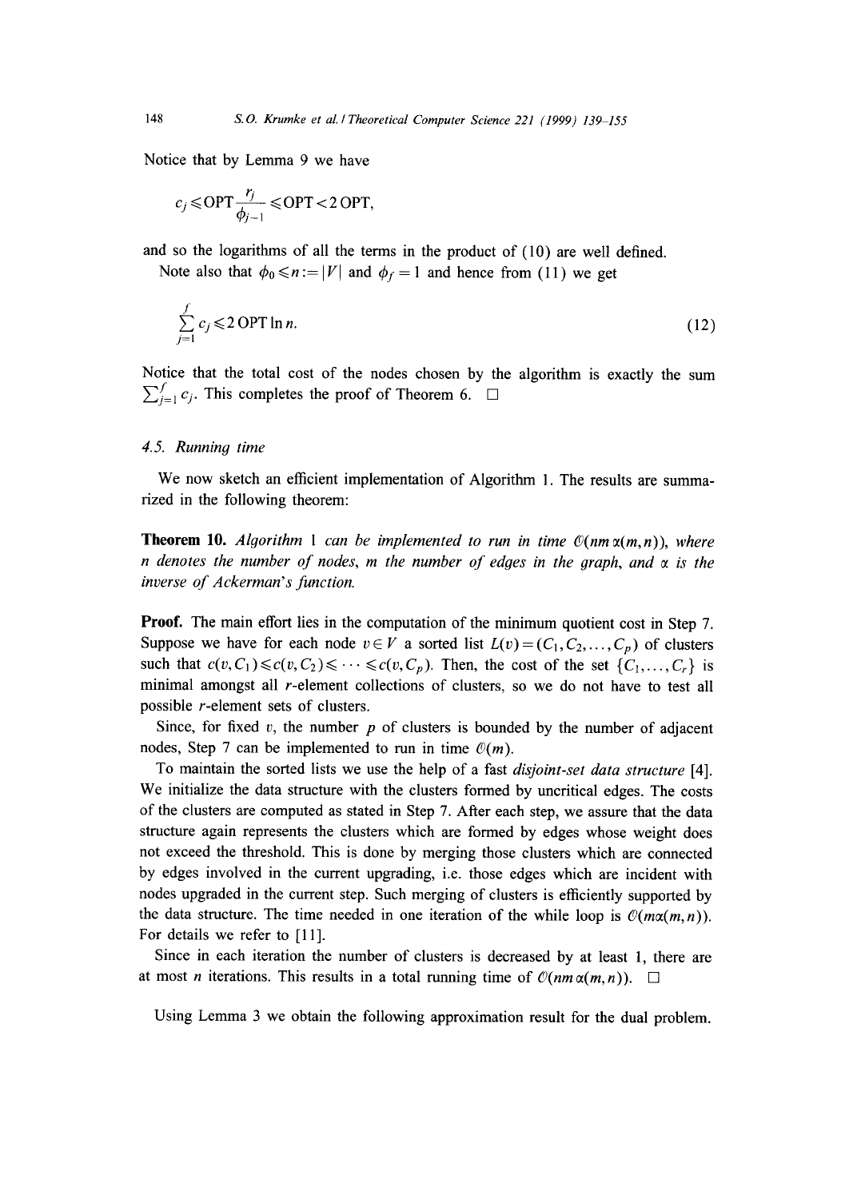Notice that by Lemma 9 we have

$$c_j \leqslant \mathrm{OPT}\frac{r_j}{\phi_{j-1}} \leqslant \mathrm{OPT} < 2\,\mathrm{OPT},$$

and so the logarithms of all the terms in the product of (10) are well defined.

Note also that $\phi_0 \leqslant n := |V|$ and $\phi_f = 1$ and hence from (11) we get

$$\sum_{j=1}^{f} c_j \leqslant 2\,\mathrm{OPT}\ln n. \tag{12}$$

Notice that the total cost of the nodes chosen by the algorithm is exactly the sum $\sum_{j=1}^{f} c_j$. This completes the proof of Theorem 6. $\square$

### 4.5. Running time

We now sketch an efficient implementation of Algorithm 1. The results are summarized in the following theorem:

**Theorem 10.** *Algorithm 1 can be implemented to run in time $\mathcal{O}(nm\,\alpha(m,n))$, where $n$ denotes the number of nodes, $m$ the number of edges in the graph, and $\alpha$ is the inverse of Ackerman's function.*

**Proof.** The main effort lies in the computation of the minimum quotient cost in Step 7. Suppose we have for each node $v \in V$ a sorted list $L(v) = (C_1, C_2, \ldots, C_p)$ of clusters such that $c(v, C_1) \leqslant c(v, C_2) \leqslant \cdots \leqslant c(v, C_p)$. Then, the cost of the set $\{C_1, \ldots, C_r\}$ is minimal amongst all $r$-element collections of clusters, so we do not have to test all possible $r$-element sets of clusters.

Since, for fixed $v$, the number $p$ of clusters is bounded by the number of adjacent nodes, Step 7 can be implemented to run in time $\mathcal{O}(m)$.

To maintain the sorted lists we use the help of a fast *disjoint-set data structure* [4]. We initialize the data structure with the clusters formed by uncritical edges. The costs of the clusters are computed as stated in Step 7. After each step, we assure that the data structure again represents the clusters which are formed by edges whose weight does not exceed the threshold. This is done by merging those clusters which are connected by edges involved in the current upgrading, i.e. those edges which are incident with nodes upgraded in the current step. Such merging of clusters is efficiently supported by the data structure. The time needed in one iteration of the while loop is $\mathcal{O}(m\alpha(m,n))$. For details we refer to [11].

Since in each iteration the number of clusters is decreased by at least 1, there are at most $n$ iterations. This results in a total running time of $\mathcal{O}(nm\,\alpha(m,n))$. $\square$

Using Lemma 3 we obtain the following approximation result for the dual problem.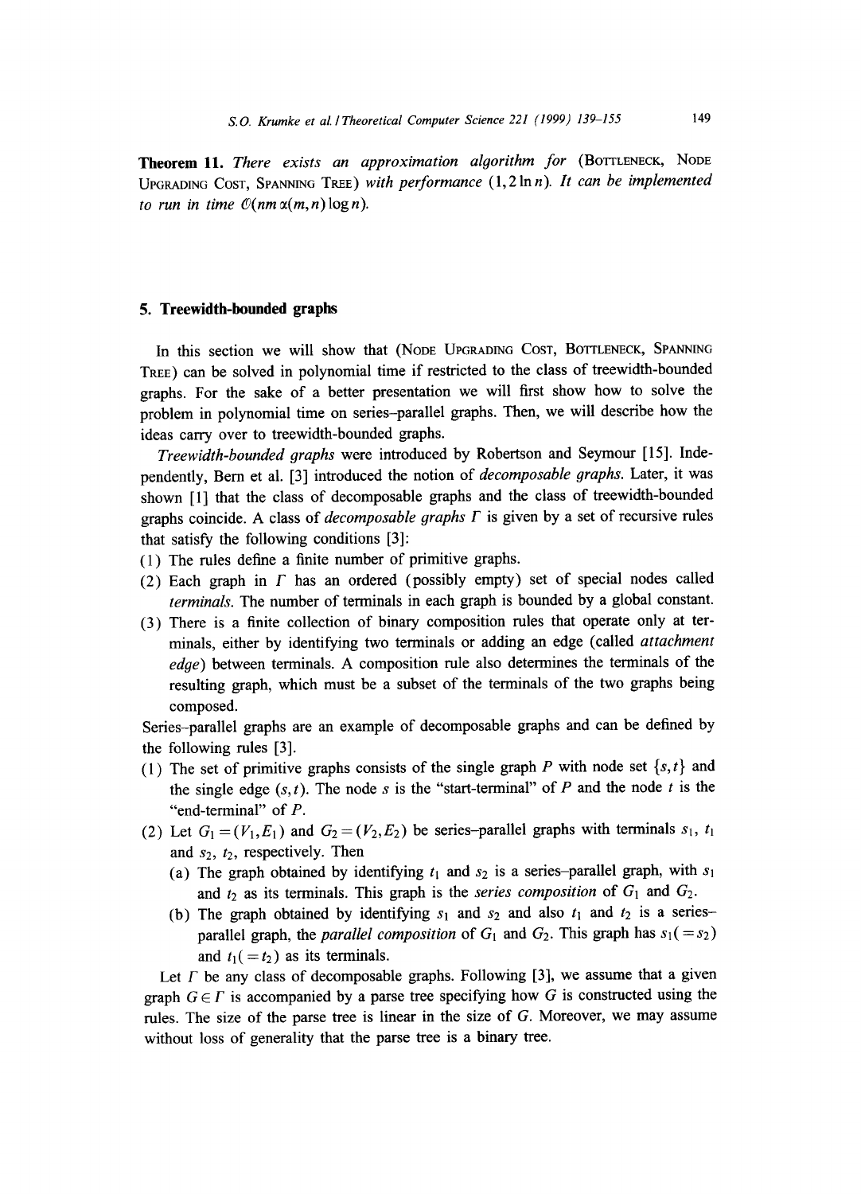**Theorem 11.** *There exists an approximation algorithm for* (Bottleneck, Node Upgrading Cost, Spanning Tree) *with performance* $(1, 2 \ln n)$. *It can be implemented to run in time* $\mathcal{O}(nm\,\alpha(m,n) \log n)$.

## 5. Treewidth-bounded graphs

In this section we will show that (Node Upgrading Cost, Bottleneck, Spanning Tree) can be solved in polynomial time if restricted to the class of treewidth-bounded graphs. For the sake of a better presentation we will first show how to solve the problem in polynomial time on series–parallel graphs. Then, we will describe how the ideas carry over to treewidth-bounded graphs.

*Treewidth-bounded graphs* were introduced by Robertson and Seymour [15]. Independently, Bern et al. [3] introduced the notion of *decomposable graphs*. Later, it was shown [1] that the class of decomposable graphs and the class of treewidth-bounded graphs coincide. A class of *decomposable graphs* $\Gamma$ is given by a set of recursive rules that satisfy the following conditions [3]:

(1) The rules define a finite number of primitive graphs.
(2) Each graph in $\Gamma$ has an ordered (possibly empty) set of special nodes called *terminals*. The number of terminals in each graph is bounded by a global constant.
(3) There is a finite collection of binary composition rules that operate only at terminals, either by identifying two terminals or adding an edge (called *attachment edge*) between terminals. A composition rule also determines the terminals of the resulting graph, which must be a subset of the terminals of the two graphs being composed.

Series–parallel graphs are an example of decomposable graphs and can be defined by the following rules [3].

(1) The set of primitive graphs consists of the single graph $P$ with node set $\{s, t\}$ and the single edge $(s, t)$. The node $s$ is the "start-terminal" of $P$ and the node $t$ is the "end-terminal" of $P$.
(2) Let $G_1 = (V_1, E_1)$ and $G_2 = (V_2, E_2)$ be series–parallel graphs with terminals $s_1$, $t_1$ and $s_2$, $t_2$, respectively. Then
   (a) The graph obtained by identifying $t_1$ and $s_2$ is a series–parallel graph, with $s_1$ and $t_2$ as its terminals. This graph is the *series composition* of $G_1$ and $G_2$.
   (b) The graph obtained by identifying $s_1$ and $s_2$ and also $t_1$ and $t_2$ is a series–parallel graph, the *parallel composition* of $G_1$ and $G_2$. This graph has $s_1(=s_2)$ and $t_1(=t_2)$ as its terminals.

Let $\Gamma$ be any class of decomposable graphs. Following [3], we assume that a given graph $G \in \Gamma$ is accompanied by a parse tree specifying how $G$ is constructed using the rules. The size of the parse tree is linear in the size of $G$. Moreover, we may assume without loss of generality that the parse tree is a binary tree.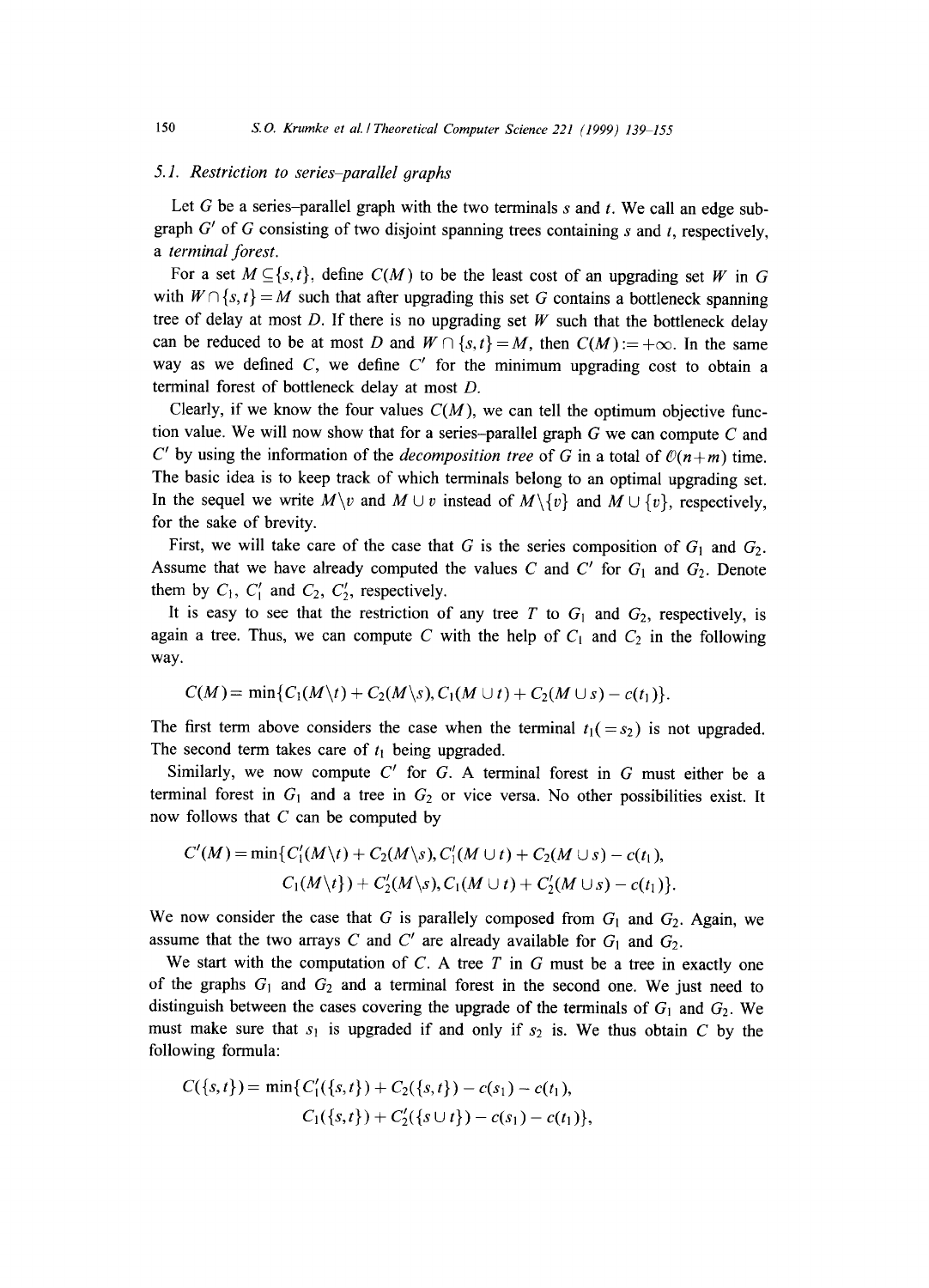### 5.1. Restriction to series–parallel graphs

Let $G$ be a series–parallel graph with the two terminals $s$ and $t$. We call an edge subgraph $G'$ of $G$ consisting of two disjoint spanning trees containing $s$ and $t$, respectively, a *terminal forest*.

For a set $M \subseteq \{s,t\}$, define $C(M)$ to be the least cost of an upgrading set $W$ in $G$ with $W \cap \{s,t\} = M$ such that after upgrading this set $G$ contains a bottleneck spanning tree of delay at most $D$. If there is no upgrading set $W$ such that the bottleneck delay can be reduced to be at most $D$ and $W \cap \{s,t\} = M$, then $C(M) := +\infty$. In the same way as we defined $C$, we define $C'$ for the minimum upgrading cost to obtain a terminal forest of bottleneck delay at most $D$.

Clearly, if we know the four values $C(M)$, we can tell the optimum objective function value. We will now show that for a series–parallel graph $G$ we can compute $C$ and $C'$ by using the information of the *decomposition tree* of $G$ in a total of $\mathcal{O}(n+m)$ time. The basic idea is to keep track of which terminals belong to an optimal upgrading set. In the sequel we write $M\backslash v$ and $M \cup v$ instead of $M\backslash\{v\}$ and $M \cup \{v\}$, respectively, for the sake of brevity.

First, we will take care of the case that $G$ is the series composition of $G_1$ and $G_2$. Assume that we have already computed the values $C$ and $C'$ for $G_1$ and $G_2$. Denote them by $C_1$, $C_1'$ and $C_2$, $C_2'$, respectively.

It is easy to see that the restriction of any tree $T$ to $G_1$ and $G_2$, respectively, is again a tree. Thus, we can compute $C$ with the help of $C_1$ and $C_2$ in the following way.

$$C(M) = \min\{C_1(M\backslash t) + C_2(M\backslash s), C_1(M \cup t) + C_2(M \cup s) - c(t_1)\}.$$

The first term above considers the case when the terminal $t_1 (= s_2)$ is not upgraded. The second term takes care of $t_1$ being upgraded.

Similarly, we now compute $C'$ for $G$. A terminal forest in $G$ must either be a terminal forest in $G_1$ and a tree in $G_2$ or vice versa. No other possibilities exist. It now follows that $C$ can be computed by

$$\begin{aligned} C'(M) = \min\{&C_1'(M\backslash t) + C_2(M\backslash s), C_1'(M \cup t) + C_2(M \cup s) - c(t_1), \\ &C_1(M\backslash t\}) + C_2'(M\backslash s), C_1(M \cup t) + C_2'(M \cup s) - c(t_1)\}. \end{aligned}$$

We now consider the case that $G$ is parallely composed from $G_1$ and $G_2$. Again, we assume that the two arrays $C$ and $C'$ are already available for $G_1$ and $G_2$.

We start with the computation of $C$. A tree $T$ in $G$ must be a tree in exactly one of the graphs $G_1$ and $G_2$ and a terminal forest in the second one. We just need to distinguish between the cases covering the upgrade of the terminals of $G_1$ and $G_2$. We must make sure that $s_1$ is upgraded if and only if $s_2$ is. We thus obtain $C$ by the following formula:

$$\begin{aligned} C(\{s,t\}) = \min\{&C_1'(\{s,t\}) + C_2(\{s,t\}) - c(s_1) - c(t_1), \\ &C_1(\{s,t\}) + C_2'(\{s \cup t\}) - c(s_1) - c(t_1)\}, \end{aligned}$$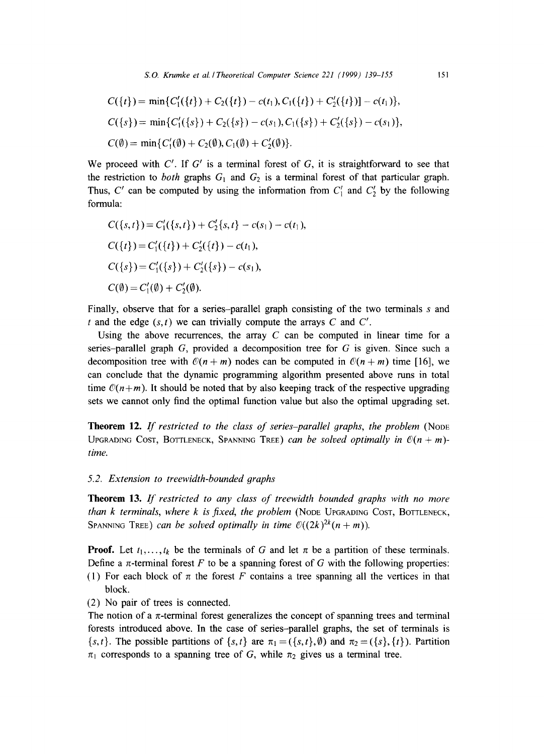$$C(\{t\}) = \min\{C_1'(\{t\}) + C_2(\{t\}) - c(t_1), C_1(\{t\}) + C_2'(\{t\})] - c(t_1)\},$$

$$C(\{s\}) = \min\{C_1'(\{s\}) + C_2(\{s\}) - c(s_1), C_1(\{s\}) + C_2'(\{s\}) - c(s_1)\},$$

$$C(\emptyset) = \min\{C_1'(\emptyset) + C_2(\emptyset), C_1(\emptyset) + C_2'(\emptyset)\}.$$

We proceed with $C'$. If $G'$ is a terminal forest of $G$, it is straightforward to see that the restriction to *both* graphs $G_1$ and $G_2$ is a terminal forest of that particular graph. Thus, $C'$ can be computed by using the information from $C_1'$ and $C_2'$ by the following formula:

$$C(\{s,t\}) = C_1'(\{s,t\}) + C_2'\{s,t\} - c(s_1) - c(t_1),$$

$$C(\{t\}) = C_1'(\{t\}) + C_2'(\{t\}) - c(t_1),$$

$$C(\{s\}) = C_1'(\{s\}) + C_2'(\{s\}) - c(s_1),$$

$$C(\emptyset) = C_1'(\emptyset) + C_2'(\emptyset).$$

Finally, observe that for a series–parallel graph consisting of the two terminals $s$ and $t$ and the edge $(s,t)$ we can trivially compute the arrays $C$ and $C'$.

Using the above recurrences, the array $C$ can be computed in linear time for a series–parallel graph $G$, provided a decomposition tree for $G$ is given. Since such a decomposition tree with $\mathcal{O}(n+m)$ nodes can be computed in $\mathcal{O}(n+m)$ time [16], we can conclude that the dynamic programming algorithm presented above runs in total time $\mathcal{O}(n+m)$. It should be noted that by also keeping track of the respective upgrading sets we cannot only find the optimal function value but also the optimal upgrading set.

**Theorem 12.** *If restricted to the class of series–parallel graphs, the problem* (Node Upgrading Cost, Bottleneck, Spanning Tree) *can be solved optimally in* $\mathcal{O}(n+m)$-*time.*

### 5.2. Extension to treewidth-bounded graphs

**Theorem 13.** *If restricted to any class of treewidth bounded graphs with no more than $k$ terminals, where $k$ is fixed, the problem* (Node Upgrading Cost, Bottleneck, Spanning Tree) *can be solved optimally in time* $\mathcal{O}((2k)^{2k}(n+m))$.

**Proof.** Let $t_1, \dots, t_k$ be the terminals of $G$ and let $\pi$ be a partition of these terminals. Define a $\pi$-terminal forest $F$ to be a spanning forest of $G$ with the following properties:

(1) For each block of $\pi$ the forest $F$ contains a tree spanning all the vertices in that block.

(2) No pair of trees is connected.

The notion of a $\pi$-terminal forest generalizes the concept of spanning trees and terminal forests introduced above. In the case of series–parallel graphs, the set of terminals is $\{s,t\}$. The possible partitions of $\{s,t\}$ are $\pi_1 = (\{s,t\}, \emptyset)$ and $\pi_2 = (\{s\},\{t\})$. Partition $\pi_1$ corresponds to a spanning tree of $G$, while $\pi_2$ gives us a terminal tree.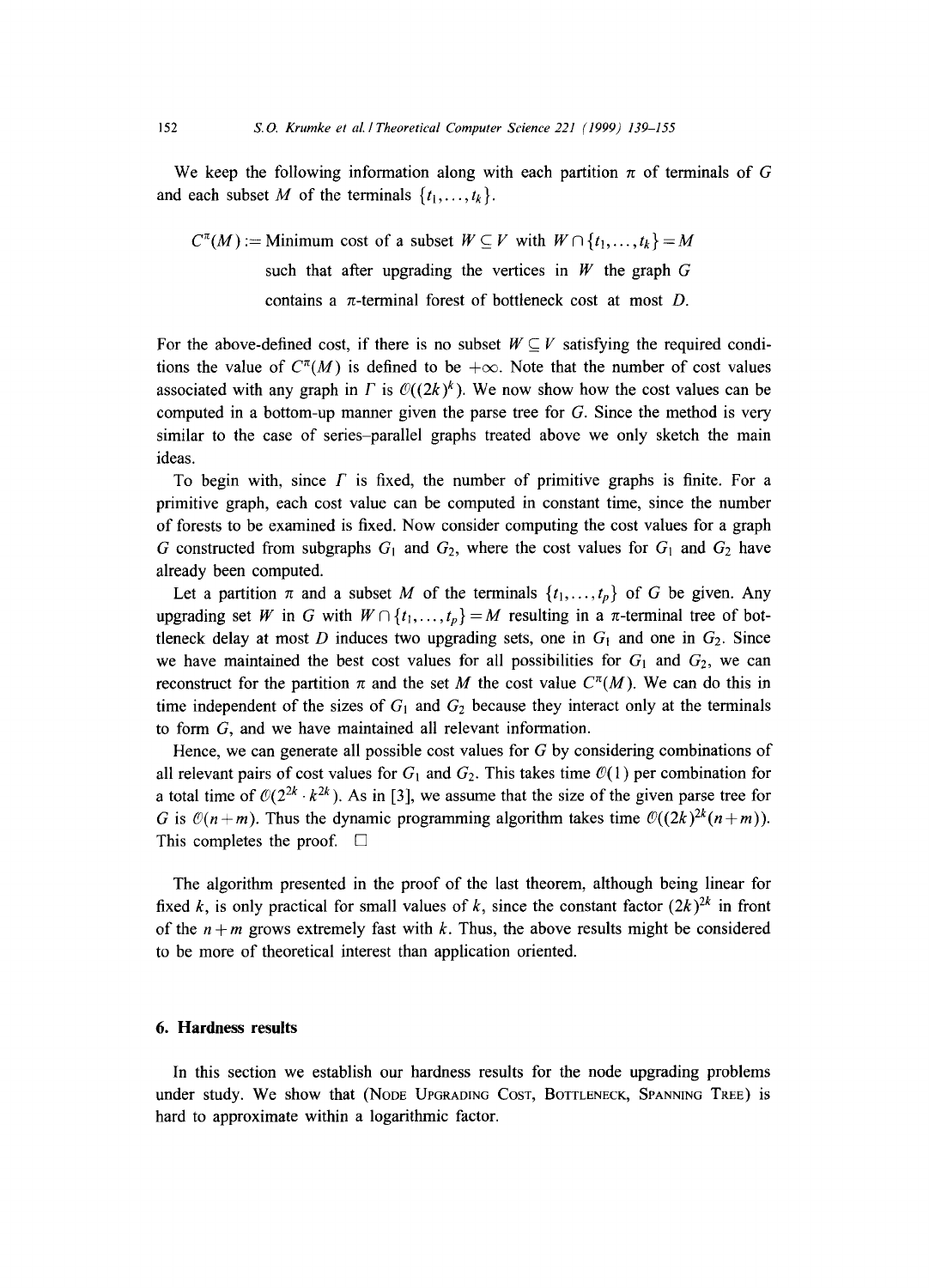We keep the following information along with each partition $\pi$ of terminals of $G$ and each subset $M$ of the terminals $\{t_1, \ldots, t_k\}$.

$$C^{\pi}(M) := \text{Minimum cost of a subset } W \subseteq V \text{ with } W \cap \{t_1, \ldots, t_k\} = M \text{ such that after upgrading the vertices in } W \text{ the graph } G \text{ contains a } \pi\text{-terminal forest of bottleneck cost at most } D.$$

For the above-defined cost, if there is no subset $W \subseteq V$ satisfying the required conditions the value of $C^{\pi}(M)$ is defined to be $+\infty$. Note that the number of cost values associated with any graph in $\Gamma$ is $\mathcal{O}((2k)^k)$. We now show how the cost values can be computed in a bottom-up manner given the parse tree for $G$. Since the method is very similar to the case of series–parallel graphs treated above we only sketch the main ideas.

To begin with, since $\Gamma$ is fixed, the number of primitive graphs is finite. For a primitive graph, each cost value can be computed in constant time, since the number of forests to be examined is fixed. Now consider computing the cost values for a graph $G$ constructed from subgraphs $G_1$ and $G_2$, where the cost values for $G_1$ and $G_2$ have already been computed.

Let a partition $\pi$ and a subset $M$ of the terminals $\{t_1, \ldots, t_p\}$ of $G$ be given. Any upgrading set $W$ in $G$ with $W \cap \{t_1, \ldots, t_p\} = M$ resulting in a $\pi$-terminal tree of bottleneck delay at most $D$ induces two upgrading sets, one in $G_1$ and one in $G_2$. Since we have maintained the best cost values for all possibilities for $G_1$ and $G_2$, we can reconstruct for the partition $\pi$ and the set $M$ the cost value $C^{\pi}(M)$. We can do this in time independent of the sizes of $G_1$ and $G_2$ because they interact only at the terminals to form $G$, and we have maintained all relevant information.

Hence, we can generate all possible cost values for $G$ by considering combinations of all relevant pairs of cost values for $G_1$ and $G_2$. This takes time $\mathcal{O}(1)$ per combination for a total time of $\mathcal{O}(2^{2k} \cdot k^{2k})$. As in [3], we assume that the size of the given parse tree for $G$ is $\mathcal{O}(n+m)$. Thus the dynamic programming algorithm takes time $\mathcal{O}((2k)^{2k}(n+m))$. This completes the proof. $\square$

The algorithm presented in the proof of the last theorem, although being linear for fixed $k$, is only practical for small values of $k$, since the constant factor $(2k)^{2k}$ in front of the $n+m$ grows extremely fast with $k$. Thus, the above results might be considered to be more of theoretical interest than application oriented.

## 6. Hardness results

In this section we establish our hardness results for the node upgrading problems under study. We show that (Node Upgrading Cost, Bottleneck, Spanning Tree) is hard to approximate within a logarithmic factor.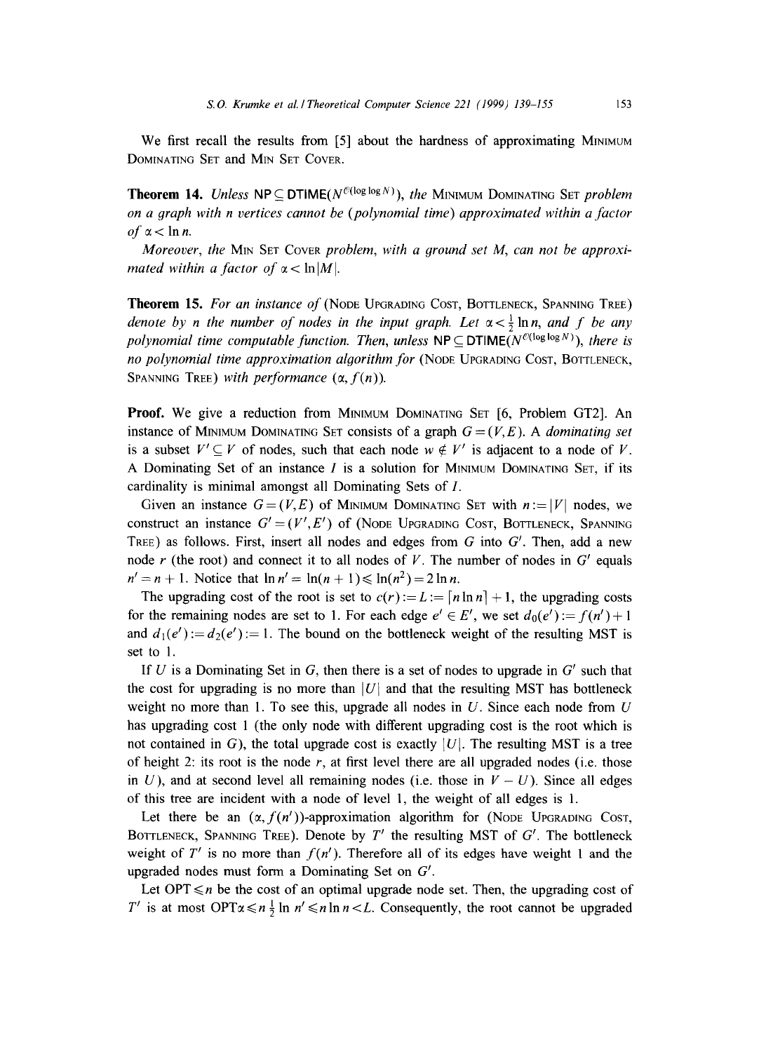We first recall the results from [5] about the hardness of approximating MINIMUM DOMINATING SET and MIN SET COVER.

**Theorem 14.** *Unless* $\mathsf{NP} \subseteq \mathsf{DTIME}(N^{\mathcal{O}(\log\log N)})$, *the* MINIMUM DOMINATING SET *problem on a graph with n vertices cannot be (polynomial time) approximated within a factor of* $\alpha < \ln n$.

*Moreover, the* MIN SET COVER *problem, with a ground set M, can not be approximated within a factor of* $\alpha < \ln|M|$.

**Theorem 15.** *For an instance of* (NODE UPGRADING COST, BOTTLENECK, SPANNING TREE) *denote by n the number of nodes in the input graph. Let* $\alpha < \frac{1}{2}\ln n$, *and f be any polynomial time computable function. Then, unless* $\mathsf{NP} \subseteq \mathsf{DTIME}(N^{\mathcal{O}(\log\log N)})$, *there is no polynomial time approximation algorithm for* (NODE UPGRADING COST, BOTTLENECK, SPANNING TREE) *with performance* $(\alpha, f(n))$.

**Proof.** We give a reduction from MINIMUM DOMINATING SET [6, Problem GT2]. An instance of MINIMUM DOMINATING SET consists of a graph $G = (V, E)$. A *dominating set* is a subset $V' \subseteq V$ of nodes, such that each node $w \notin V'$ is adjacent to a node of $V$. A Dominating Set of an instance $I$ is a solution for MINIMUM DOMINATING SET, if its cardinality is minimal amongst all Dominating Sets of $I$.

Given an instance $G = (V, E)$ of MINIMUM DOMINATING SET with $n := |V|$ nodes, we construct an instance $G' = (V', E')$ of (NODE UPGRADING COST, BOTTLENECK, SPANNING TREE) as follows. First, insert all nodes and edges from $G$ into $G'$. Then, add a new node $r$ (the root) and connect it to all nodes of $V$. The number of nodes in $G'$ equals $n' = n + 1$. Notice that $\ln n' = \ln(n+1) \leqslant \ln(n^2) = 2\ln n$.

The upgrading cost of the root is set to $c(r) := L := \lceil n \ln n \rceil + 1$, the upgrading costs for the remaining nodes are set to 1. For each edge $e' \in E'$, we set $d_0(e') := f(n') + 1$ and $d_1(e') := d_2(e') := 1$. The bound on the bottleneck weight of the resulting MST is set to 1.

If $U$ is a Dominating Set in $G$, then there is a set of nodes to upgrade in $G'$ such that the cost for upgrading is no more than $|U|$ and that the resulting MST has bottleneck weight no more than 1. To see this, upgrade all nodes in $U$. Since each node from $U$ has upgrading cost 1 (the only node with different upgrading cost is the root which is not contained in $G$), the total upgrade cost is exactly $|U|$. The resulting MST is a tree of height 2: its root is the node $r$, at first level there are all upgraded nodes (i.e. those in $U$), and at second level all remaining nodes (i.e. those in $V - U$). Since all edges of this tree are incident with a node of level 1, the weight of all edges is 1.

Let there be an $(\alpha, f(n'))$-approximation algorithm for (NODE UPGRADING COST, BOTTLENECK, SPANNING TREE). Denote by $T'$ the resulting MST of $G'$. The bottleneck weight of $T'$ is no more than $f(n')$. Therefore all of its edges have weight 1 and the upgraded nodes must form a Dominating Set on $G'$.

Let $\mathrm{OPT} \leqslant n$ be the cost of an optimal upgrade node set. Then, the upgrading cost of $T'$ is at most $\mathrm{OPT}\alpha \leqslant n\frac{1}{2}\ln n' \leqslant n \ln n < L$. Consequently, the root cannot be upgraded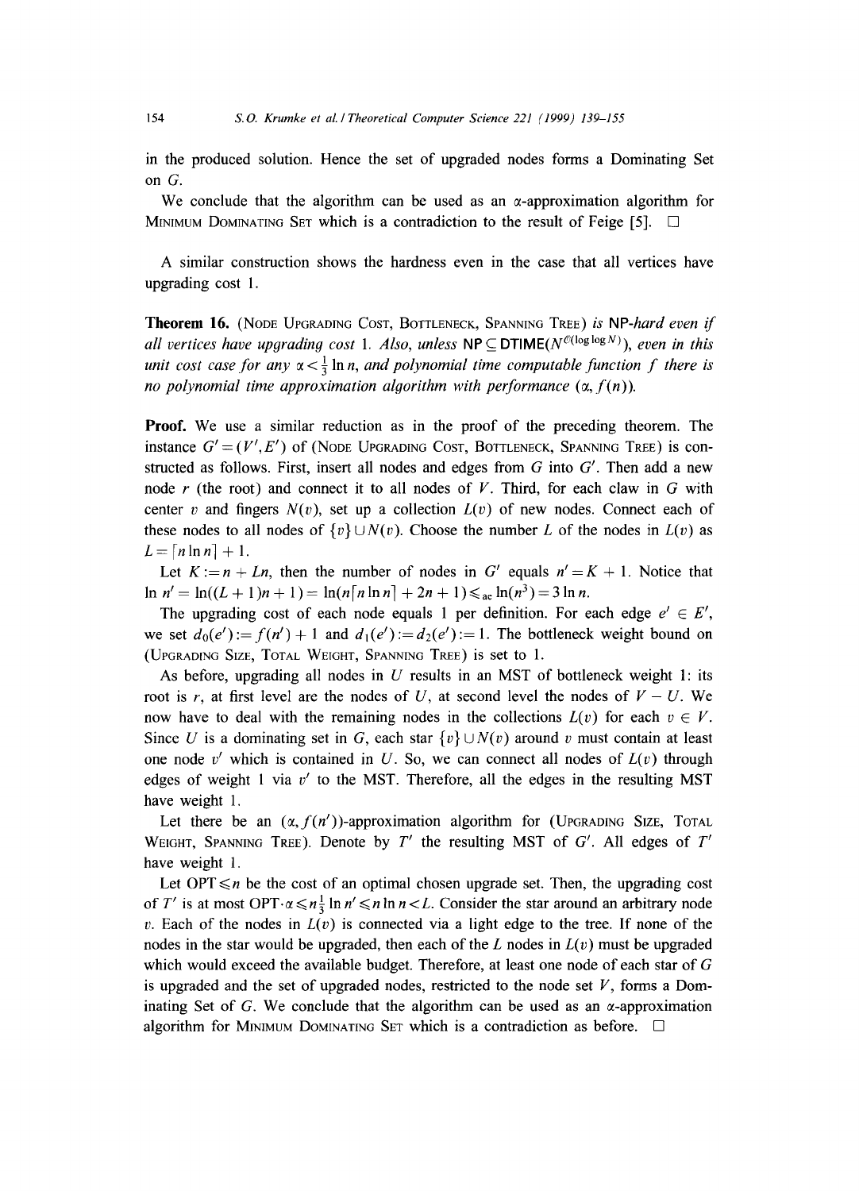in the produced solution. Hence the set of upgraded nodes forms a Dominating Set on $G$.

We conclude that the algorithm can be used as an $\alpha$-approximation algorithm for Minimum Dominating Set which is a contradiction to the result of Feige [5]. $\square$

A similar construction shows the hardness even in the case that all vertices have upgrading cost 1.

**Theorem 16.** (Node Upgrading Cost, Bottleneck, Spanning Tree) *is* NP*-hard even if all vertices have upgrading cost* 1. *Also, unless* $\mathsf{NP} \subseteq \mathsf{DTIME}(N^{\mathcal{O}(\log\log N)})$, *even in this unit cost case for any* $\alpha < \frac{1}{3}\ln n$, *and polynomial time computable function* $f$ *there is no polynomial time approximation algorithm with performance* $(\alpha, f(n))$.

**Proof.** We use a similar reduction as in the proof of the preceding theorem. The instance $G' = (V', E')$ of (Node Upgrading Cost, Bottleneck, Spanning Tree) is constructed as follows. First, insert all nodes and edges from $G$ into $G'$. Then add a new node $r$ (the root) and connect it to all nodes of $V$. Third, for each claw in $G$ with center $v$ and fingers $N(v)$, set up a collection $L(v)$ of new nodes. Connect each of these nodes to all nodes of $\{v\} \cup N(v)$. Choose the number $L$ of the nodes in $L(v)$ as $L = \lceil n \ln n \rceil + 1$.

Let $K := n + Ln$, then the number of nodes in $G'$ equals $n' = K + 1$. Notice that $\ln n' = \ln((L+1)n + 1) = \ln(n\lceil n \ln n \rceil + 2n + 1) \leqslant_{\mathrm{ac}} \ln(n^3) = 3 \ln n$.

The upgrading cost of each node equals 1 per definition. For each edge $e' \in E'$, we set $d_0(e') := f(n') + 1$ and $d_1(e') := d_2(e') := 1$. The bottleneck weight bound on (Upgrading Size, Total Weight, Spanning Tree) is set to 1.

As before, upgrading all nodes in $U$ results in an MST of bottleneck weight 1: its root is $r$, at first level are the nodes of $U$, at second level the nodes of $V - U$. We now have to deal with the remaining nodes in the collections $L(v)$ for each $v \in V$. Since $U$ is a dominating set in $G$, each star $\{v\} \cup N(v)$ around $v$ must contain at least one node $v'$ which is contained in $U$. So, we can connect all nodes of $L(v)$ through edges of weight 1 via $v'$ to the MST. Therefore, all the edges in the resulting MST have weight 1.

Let there be an $(\alpha, f(n'))$-approximation algorithm for (Upgrading Size, Total Weight, Spanning Tree). Denote by $T'$ the resulting MST of $G'$. All edges of $T'$ have weight 1.

Let $\mathrm{OPT} \leqslant n$ be the cost of an optimal chosen upgrade set. Then, the upgrading cost of $T'$ is at most $\mathrm{OPT} \cdot \alpha \leqslant n \frac{1}{3} \ln n' \leqslant n \ln n < L$. Consider the star around an arbitrary node $v$. Each of the nodes in $L(v)$ is connected via a light edge to the tree. If none of the nodes in the star would be upgraded, then each of the $L$ nodes in $L(v)$ must be upgraded which would exceed the available budget. Therefore, at least one node of each star of $G$ is upgraded and the set of upgraded nodes, restricted to the node set $V$, forms a Dominating Set of $G$. We conclude that the algorithm can be used as an $\alpha$-approximation algorithm for Minimum Dominating Set which is a contradiction as before. $\square$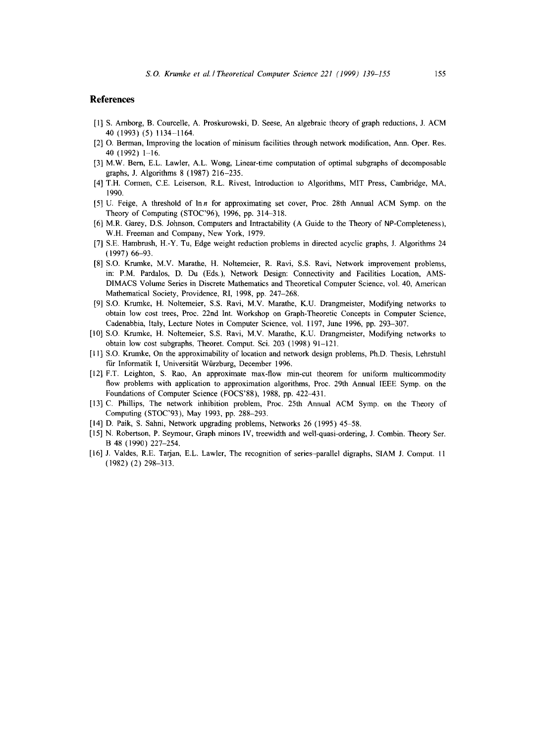## References

[1] S. Arnborg, B. Courcelle, A. Proskurowski, D. Seese, An algebraic theory of graph reductions, J. ACM 40 (1993) (5) 1134–1164.

[2] O. Berman, Improving the location of minisum facilities through network modification, Ann. Oper. Res. 40 (1992) 1–16.

[3] M.W. Bern, E.L. Lawler, A.L. Wong, Linear-time computation of optimal subgraphs of decomposable graphs, J. Algorithms 8 (1987) 216–235.

[4] T.H. Cormen, C.E. Leiserson, R.L. Rivest, Introduction to Algorithms, MIT Press, Cambridge, MA, 1990.

[5] U. Feige, A threshold of $\ln n$ for approximating set cover, Proc. 28th Annual ACM Symp. on the Theory of Computing (STOC'96), 1996, pp. 314–318.

[6] M.R. Garey, D.S. Johnson, Computers and Intractability (A Guide to the Theory of NP-Completeness), W.H. Freeman and Company, New York, 1979.

[7] S.E. Hambrush, H.-Y. Tu, Edge weight reduction problems in directed acyclic graphs, J. Algorithms 24 (1997) 66–93.

[8] S.O. Krumke, M.V. Marathe, H. Noltemeier, R. Ravi, S.S. Ravi, Network improvement problems, in: P.M. Pardalos, D. Du (Eds.), Network Design: Connectivity and Facilities Location, AMS-DIMACS Volume Series in Discrete Mathematics and Theoretical Computer Science, vol. 40, American Mathematical Society, Providence, RI, 1998, pp. 247–268.

[9] S.O. Krumke, H. Noltemeier, S.S. Ravi, M.V. Marathe, K.U. Drangmeister, Modifying networks to obtain low cost trees, Proc. 22nd Int. Workshop on Graph-Theoretic Concepts in Computer Science, Cadenabbia, Italy, Lecture Notes in Computer Science, vol. 1197, June 1996, pp. 293–307.

[10] S.O. Krumke, H. Noltemeier, S.S. Ravi, M.V. Marathe, K.U. Drangmeister, Modifying networks to obtain low cost subgraphs, Theoret. Comput. Sci. 203 (1998) 91–121.

[11] S.O. Krumke, On the approximability of location and network design problems, Ph.D. Thesis, Lehrstuhl für Informatik I, Universität Würzburg, December 1996.

[12] F.T. Leighton, S. Rao, An approximate max-flow min-cut theorem for uniform multicommodity flow problems with application to approximation algorithms, Proc. 29th Annual IEEE Symp. on the Foundations of Computer Science (FOCS'88), 1988, pp. 422–431.

[13] C. Phillips, The network inhibition problem, Proc. 25th Annual ACM Symp. on the Theory of Computing (STOC'93), May 1993, pp. 288–293.

[14] D. Paik, S. Sahni, Network upgrading problems, Networks 26 (1995) 45–58.

[15] N. Robertson, P. Seymour, Graph minors IV, treewidth and well-quasi-ordering, J. Combin. Theory Ser. B 48 (1990) 227–254.

[16] J. Valdes, R.E. Tarjan, E.L. Lawler, The recognition of series-parallel digraphs, SIAM J. Comput. 11 (1982) (2) 298–313.